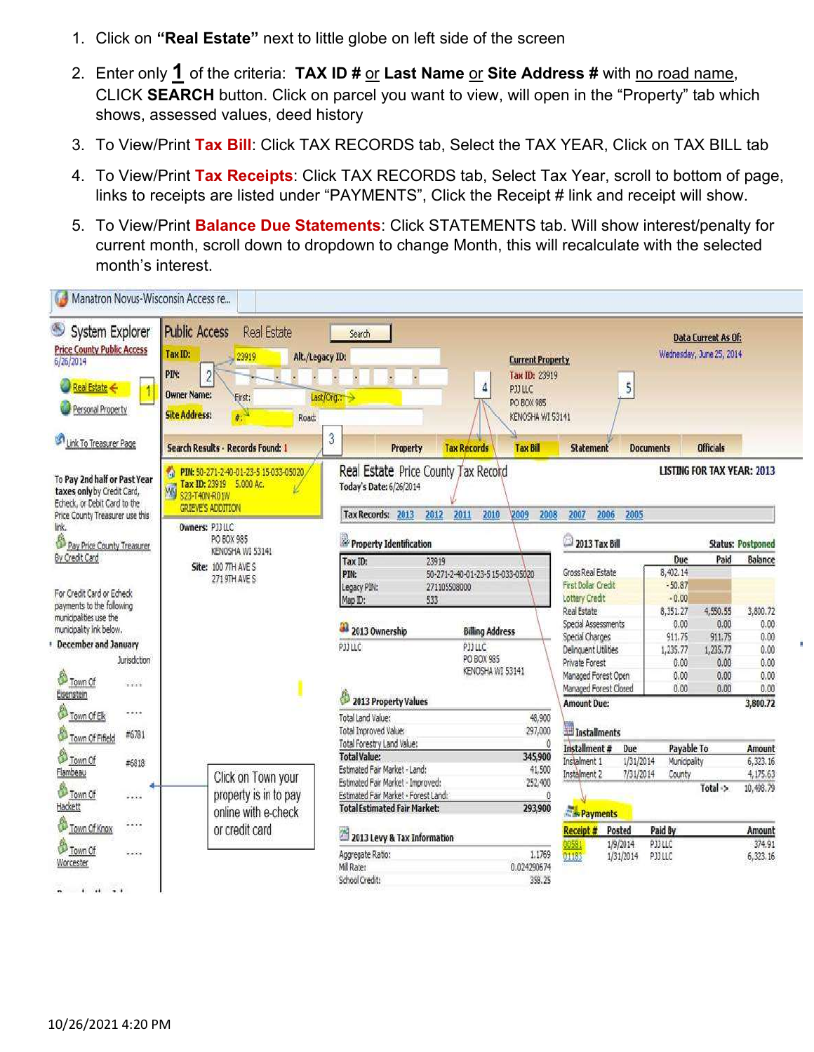1. Click on **"Real Estate"** next to little globe on left side of the screen
2. Enter only **1** of the criteria: **TAX ID #** or **Last Name** or **Site Address #** with no road name, CLICK **SEARCH** button. Click on parcel you want to view, will open in the "Property" tab which shows, assessed values, deed history
3. To View/Print **Tax Bill**: Click TAX RECORDS tab, Select the TAX YEAR, Click on TAX BILL tab
4. To View/Print **Tax Receipts**: Click TAX RECORDS tab, Select Tax Year, scroll to bottom of page, links to receipts are listed under "PAYMENTS", Click the Receipt # link and receipt will show.
5. To View/Print **Balance Due Statements**: Click STATEMENTS tab. Will show interest/penalty for current month, scroll down to dropdown to change Month, this will recalculate with the selected month's interest.

Manatron Novus-Wisconsin Access re...

System Explorer
Price County Public Access
6/26/2014

Real Estate
Personal Property
Link To Treasurer Page

To Pay 2nd half or Past Year taxes only by Credit Card, Echeck, or Debit Card to the Price County Treasurer use this link.

Pay Price County Treasurer By Credit Card

For Credit Card or Echeck payments to the following municipalities use the municipality link below.

December and January

| Jurisdiction | |
|---|---|
| Town Of Eisenstein | .... |
| Town Of Elk | .... |
| Town Of Fifield | #6781 |
| Town Of Flambeau | #6818 |
| Town Of Hackett | .... |
| Town Of Knox | .... |
| Town Of Worcester | .... |

Click on Town your property is in to pay online with e-check or credit card

Public Access Real Estate — Search

Tax ID: 23919 Alt./Legacy ID:
PIN:
Owner Name: First: Last/Org.:
Site Address: #: Road:

Current Property
Tax ID: 23919
PJJ LLC
PO BOX 985
KENOSHA WI 53141

Data Current As Of:
Wednesday, June 25, 2014

Search Results - Records Found: 1

PIN: 50-271-2-40-01-23-5 15-033-05020
Tax ID: 23919 5.000 Ac.
S23-T40N-R01W
GRIEVE'S ADDITION

Owners: PJJ LLC
PO BOX 985
KENOSHA WI 53141

Site: 100 7TH AVE S
271 9TH AVE S

Property | Tax Records | Tax Bill | Statement | Documents | Officials

Real Estate Price County Tax Record
Today's Date: 6/26/2014

LISTING FOR TAX YEAR: 2013

Tax Records: 2013 2012 2011 2010 2009 2008 2007 2006 2005

**Property Identification**

| | |
|---|---|
| Tax ID: | 23919 |
| PIN: | 50-271-2-40-01-23-5 15-033-05020 |
| Legacy PIN: | 271105508000 |
| Map ID: | 533 |

**2013 Ownership**

| | Billing Address |
|---|---|
| PJJ LLC | PJJ LLC<br>PO BOX 985<br>KENOSHA WI 53141 |

**2013 Property Values**

| | |
|---|---|
| Total Land Value: | 48,900 |
| Total Improved Value: | 297,000 |
| Total Forestry Land Value: | 0 |
| Total Value: | 345,900 |
| Estimated Fair Market - Land: | 41,500 |
| Estimated Fair Market - Improved: | 252,400 |
| Estimated Fair Market - Forest Land: | 0 |
| Total Estimated Fair Market: | 293,900 |

**2013 Levy & Tax Information**

| | |
|---|---|
| Aggregate Ratio: | 1.1769 |
| Mill Rate: | 0.024290674 |
| School Credit: | 358.25 |

**2013 Tax Bill** Status: Postponed

| | Due | Paid | Balance |
|---|---|---|---|
| Gross Real Estate | 8,402.14 | | |
| First Dollar Credit | -50.87 | | |
| Lottery Credit | -0.00 | | |
| Real Estate | 8,351.27 | 4,550.55 | 3,800.72 |
| Special Assessments | 0.00 | 0.00 | 0.00 |
| Special Charges | 911.75 | 911.75 | 0.00 |
| Delinquent Utilities | 1,235.77 | 1,235.77 | 0.00 |
| Private Forest | 0.00 | 0.00 | 0.00 |
| Managed Forest Open | 0.00 | 0.00 | 0.00 |
| Managed Forest Closed | 0.00 | 0.00 | 0.00 |
| Amount Due: | | | 3,800.72 |

**Installments**

| Installment # | Due | Payable To | Amount |
|---|---|---|---|
| Installment 1 | 1/31/2014 | Municipality | 6,323.16 |
| Installment 2 | 7/31/2014 | County | 4,175.63 |
| | | Total -> | 10,498.79 |

**Payments**

| Receipt # | Posted | Paid By | Amount |
|---|---|---|---|
| 00581 | 1/9/2014 | PJJ LLC | 374.91 |
| 01183 | 1/31/2014 | PJJ LLC | 6,323.16 |

10/26/2021 4:20 PM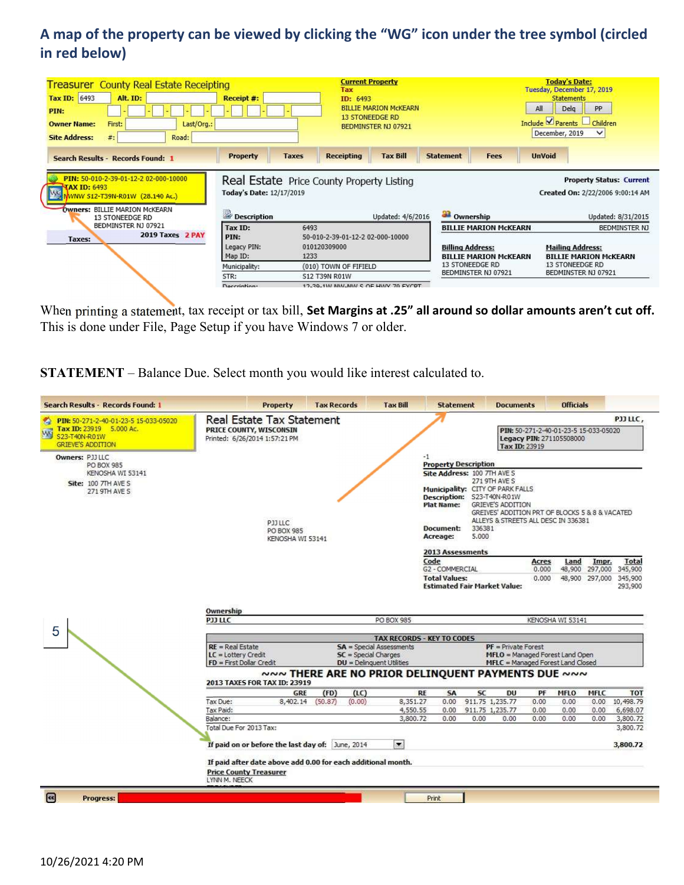### A map of the property can be viewed by clicking the "WG" icon under the tree symbol (circled in red below)

Treasurer County Real Estate Receipting

Tax ID: 6493 Alt. ID: Receipt #:

PIN:

Owner Name: First: Last/Org.:

Site Address: #: Road:

Current Property
Tax
ID: 6493
BILLIE MARION McKEARN
13 STONEEDGE RD
BEDMINSTER NJ 07921

Today's Date:
Tuesday, December 17, 2019
Statements
All Delq PP
Include ☑ Parents ☐ Children
December, 2019

Search Results - Records Found: 1 | Property | Taxes | Receipting | Tax Bill | Statement | Fees | UnVoid

PIN: 50-010-2-39-01-12-2 02-000-10000
TAX ID: 6493
NWNW S12-T39N-R01W (28.140 Ac.)
Owners: BILLIE MARION McKEARN
13 STONEEDGE RD
BEDMINSTER NJ 07921
Taxes: 2019 Taxes 2 PAY

Real Estate Price County Property Listing
Today's Date: 12/17/2019
Property Status: Current
Created On: 2/22/2006 9:00:14 AM

Description Updated: 4/6/2016

| | |
|---|---|
| Tax ID: | 6493 |
| PIN: | 50-010-2-39-01-12-2 02-000-10000 |
| Legacy PIN: | 010120309000 |
| Map ID: | 1233 |
| Municipality: | (010) TOWN OF FIFIELD |
| STR: | S12 T39N R01W |
| Description: | 12-39-1W NW-NW S OF HWY 70 EXCPT |

Ownership Updated: 8/31/2015
BILLIE MARION McKEARN BEDMINSTER NJ

Billing Address: BILLIE MARION McKEARN, 13 STONEEDGE RD, BEDMINSTER NJ 07921
Mailing Address: BILLIE MARION McKEARN, 13 STONEEDGE RD, BEDMINSTER NJ 07921

When printing a statement, tax receipt or tax bill, **Set Margins at .25" all around so dollar amounts aren't cut off.** This is done under File, Page Setup if you have Windows 7 or older.

**STATEMENT** – Balance Due. Select month you would like interest calculated to.

Search Results - Records Found: 1 | Property | Tax Records | Tax Bill | Statement | Documents | Officials

PIN: 50-271-2-40-01-23-5 15-033-05020
Tax ID: 23919 5.000 Ac.
S23-T40N-R01W
GRIEVE'S ADDITION
Owners: PJJ LLC
PO BOX 985
KENOSHA WI 53141
Site: 100 7TH AVE S
271 9TH AVE S

Real Estate Tax Statement
PRICE COUNTY, WISCONSIN
Printed: 6/26/2014 1:57:21 PM

PJJ LLC,
PIN: 50-271-2-40-01-23-5 15-033-05020
Legacy PIN: 271105508000
Tax ID: 23919

PJJ LLC
PO BOX 985
KENOSHA WI 53141

-1
Property Description
Site Address: 100 7TH AVE S
271 9TH AVE S
Municipality: CITY OF PARK FALLS
Description: S23-T40N-R01W
Plat Name: GRIEVE'S ADDITION
GREIVES' ADDITION PRT OF BLOCKS 5 & 8 & VACATED ALLEYS & STREETS ALL DESC IN 336381
Document: 336381
Acreage: 5.000

2013 Assessments

| Code | Acres | Land | Impr. | Total |
|---|---|---|---|---|
| G2 - COMMERCIAL | 0.000 | 48,900 | 297,000 | 345,900 |
| Total Values: | 0.000 | 48,900 | 297,000 | 345,900 |
| Estimated Fair Market Value: | | | | 293,900 |

Ownership
PJJ LLC PO BOX 985 KENOSHA WI 53141

TAX RECORDS - KEY TO CODES
RE = Real Estate; LC = Lottery Credit; FD = First Dollar Credit; SA = Special Assessments; SC = Special Charges; DU = Delinquent Utilities; PF = Private Forest; MFLO = Managed Forest Land Open; MFLC = Managed Forest Land Closed

~~~ THERE ARE NO PRIOR DELINQUENT PAYMENTS DUE ~~~

2013 TAXES FOR TAX ID: 23919

| | GRE | (FD) | (LC) | RE | SA | SC | DU | PF | MFLO | MFLC | TOT |
|---|---|---|---|---|---|---|---|---|---|---|---|
| Tax Due: | 8,402.14 | (50.87) | (0.00) | 8,351.27 | 0.00 | 911.75 | 1,235.77 | 0.00 | 0.00 | 0.00 | 10,498.79 |
| Tax Paid: | | | | 4,550.55 | 0.00 | 911.75 | 1,235.77 | 0.00 | 0.00 | 0.00 | 6,698.07 |
| Balance: | | | | 3,800.72 | 0.00 | 0.00 | 0.00 | 0.00 | 0.00 | 0.00 | 3,800.72 |
| Total Due For 2013 Tax: | | | | | | | | | | | 3,800.72 |

If paid on or before the last day of: June, 2014 — 3,800.72

If paid after date above add 0.00 for each additional month.

Price County Treasurer
LYNN M. NEECK

Progress: Print

5

10/26/2021 4:20 PM